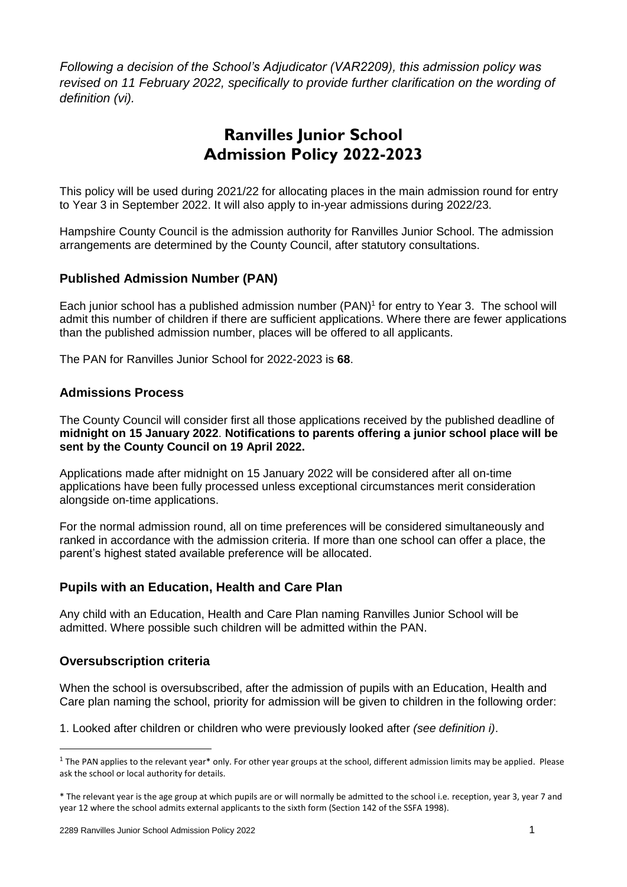*Following a decision of the School's Adjudicator (VAR2209), this admission policy was revised on 11 February 2022, specifically to provide further clarification on the wording of definition (vi).*

# Ranvilles Junior School Admission Policy 2022-2023

This policy will be used during 2021/22 for allocating places in the main admission round for entry to Year 3 in September 2022. It will also apply to in-year admissions during 2022/23.

Hampshire County Council is the admission authority for Ranvilles Junior School. The admission arrangements are determined by the County Council, after statutory consultations.

## Published Admission Number (PAN)

Each junior school has a published admission number (PAN)[1] for entry to Year 3. The school will admit this number of children if there are sufficient applications. Where there are fewer applications than the published admission number, places will be offered to all applicants.

The PAN for Ranvilles Junior School for 2022-2023 is **68**.

## Admissions Process

The County Council will consider first all those applications received by the published deadline of **midnight on 15 January 2022**. **Notifications to parents offering a junior school place will be sent by the County Council on 19 April 2022.**

Applications made after midnight on 15 January 2022 will be considered after all on-time applications have been fully processed unless exceptional circumstances merit consideration alongside on-time applications.

For the normal admission round, all on time preferences will be considered simultaneously and ranked in accordance with the admission criteria. If more than one school can offer a place, the parent's highest stated available preference will be allocated.

## Pupils with an Education, Health and Care Plan

Any child with an Education, Health and Care Plan naming Ranvilles Junior School will be admitted. Where possible such children will be admitted within the PAN.

## Oversubscription criteria

When the school is oversubscribed, after the admission of pupils with an Education, Health and Care plan naming the school, priority for admission will be given to children in the following order:

1. Looked after children or children who were previously looked after *(see definition i)*.

---

[1] The PAN applies to the relevant year* only. For other year groups at the school, different admission limits may be applied. Please ask the school or local authority for details.

* The relevant year is the age group at which pupils are or will normally be admitted to the school i.e. reception, year 3, year 7 and year 12 where the school admits external applicants to the sixth form (Section 142 of the SSFA 1998).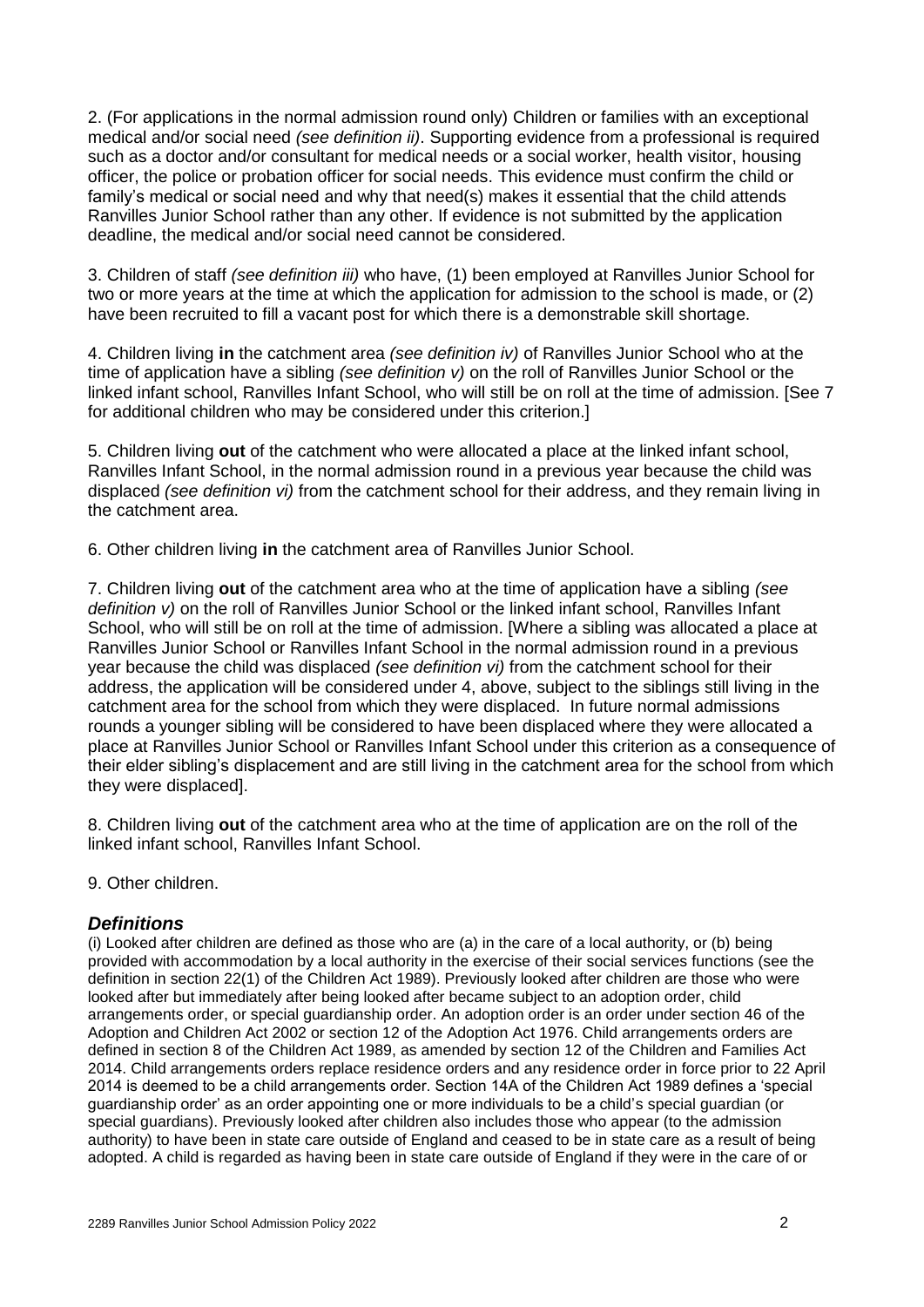2. (For applications in the normal admission round only) Children or families with an exceptional medical and/or social need *(see definition ii)*. Supporting evidence from a professional is required such as a doctor and/or consultant for medical needs or a social worker, health visitor, housing officer, the police or probation officer for social needs. This evidence must confirm the child or family's medical or social need and why that need(s) makes it essential that the child attends Ranvilles Junior School rather than any other. If evidence is not submitted by the application deadline, the medical and/or social need cannot be considered.

3. Children of staff *(see definition iii)* who have, (1) been employed at Ranvilles Junior School for two or more years at the time at which the application for admission to the school is made, or (2) have been recruited to fill a vacant post for which there is a demonstrable skill shortage.

4. Children living **in** the catchment area *(see definition iv)* of Ranvilles Junior School who at the time of application have a sibling *(see definition v)* on the roll of Ranvilles Junior School or the linked infant school, Ranvilles Infant School, who will still be on roll at the time of admission. [See 7 for additional children who may be considered under this criterion.]

5. Children living **out** of the catchment who were allocated a place at the linked infant school, Ranvilles Infant School, in the normal admission round in a previous year because the child was displaced *(see definition vi)* from the catchment school for their address, and they remain living in the catchment area.

6. Other children living **in** the catchment area of Ranvilles Junior School.

7. Children living **out** of the catchment area who at the time of application have a sibling *(see definition v)* on the roll of Ranvilles Junior School or the linked infant school, Ranvilles Infant School, who will still be on roll at the time of admission. [Where a sibling was allocated a place at Ranvilles Junior School or Ranvilles Infant School in the normal admission round in a previous year because the child was displaced *(see definition vi)* from the catchment school for their address, the application will be considered under 4, above, subject to the siblings still living in the catchment area for the school from which they were displaced. In future normal admissions rounds a younger sibling will be considered to have been displaced where they were allocated a place at Ranvilles Junior School or Ranvilles Infant School under this criterion as a consequence of their elder sibling's displacement and are still living in the catchment area for the school from which they were displaced].

8. Children living **out** of the catchment area who at the time of application are on the roll of the linked infant school, Ranvilles Infant School.

9. Other children.

## *Definitions*

(i) Looked after children are defined as those who are (a) in the care of a local authority, or (b) being provided with accommodation by a local authority in the exercise of their social services functions (see the definition in section 22(1) of the Children Act 1989). Previously looked after children are those who were looked after but immediately after being looked after became subject to an adoption order, child arrangements order, or special guardianship order. An adoption order is an order under section 46 of the Adoption and Children Act 2002 or section 12 of the Adoption Act 1976. Child arrangements orders are defined in section 8 of the Children Act 1989, as amended by section 12 of the Children and Families Act 2014. Child arrangements orders replace residence orders and any residence order in force prior to 22 April 2014 is deemed to be a child arrangements order. Section 14A of the Children Act 1989 defines a 'special guardianship order' as an order appointing one or more individuals to be a child's special guardian (or special guardians). Previously looked after children also includes those who appear (to the admission authority) to have been in state care outside of England and ceased to be in state care as a result of being adopted. A child is regarded as having been in state care outside of England if they were in the care of or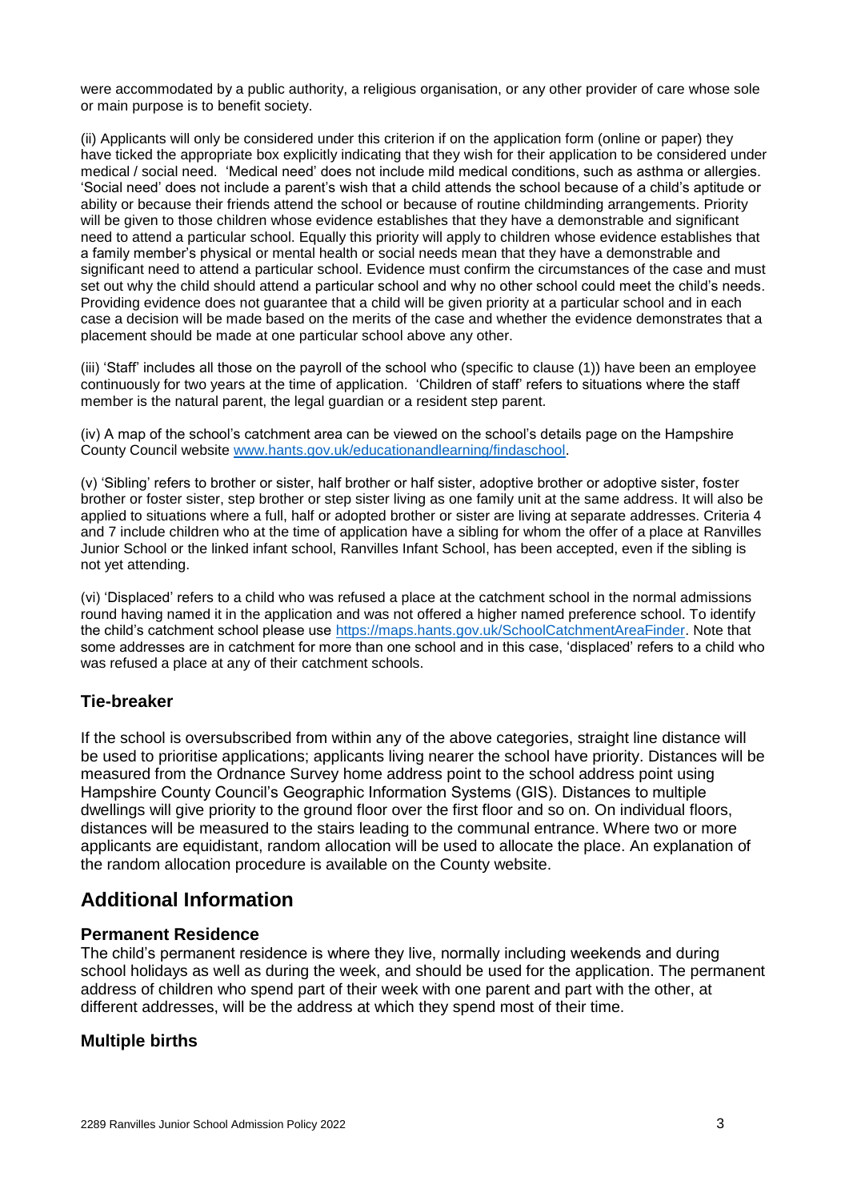were accommodated by a public authority, a religious organisation, or any other provider of care whose sole or main purpose is to benefit society.

(ii) Applicants will only be considered under this criterion if on the application form (online or paper) they have ticked the appropriate box explicitly indicating that they wish for their application to be considered under medical / social need. 'Medical need' does not include mild medical conditions, such as asthma or allergies. 'Social need' does not include a parent's wish that a child attends the school because of a child's aptitude or ability or because their friends attend the school or because of routine childminding arrangements. Priority will be given to those children whose evidence establishes that they have a demonstrable and significant need to attend a particular school. Equally this priority will apply to children whose evidence establishes that a family member's physical or mental health or social needs mean that they have a demonstrable and significant need to attend a particular school. Evidence must confirm the circumstances of the case and must set out why the child should attend a particular school and why no other school could meet the child's needs. Providing evidence does not guarantee that a child will be given priority at a particular school and in each case a decision will be made based on the merits of the case and whether the evidence demonstrates that a placement should be made at one particular school above any other.

(iii) 'Staff' includes all those on the payroll of the school who (specific to clause (1)) have been an employee continuously for two years at the time of application. 'Children of staff' refers to situations where the staff member is the natural parent, the legal guardian or a resident step parent.

(iv) A map of the school's catchment area can be viewed on the school's details page on the Hampshire County Council website [www.hants.gov.uk/educationandlearning/findaschool](www.hants.gov.uk/educationandlearning/findaschool).

(v) 'Sibling' refers to brother or sister, half brother or half sister, adoptive brother or adoptive sister, foster brother or foster sister, step brother or step sister living as one family unit at the same address. It will also be applied to situations where a full, half or adopted brother or sister are living at separate addresses. Criteria 4 and 7 include children who at the time of application have a sibling for whom the offer of a place at Ranvilles Junior School or the linked infant school, Ranvilles Infant School, has been accepted, even if the sibling is not yet attending.

(vi) 'Displaced' refers to a child who was refused a place at the catchment school in the normal admissions round having named it in the application and was not offered a higher named preference school. To identify the child's catchment school please use [https://maps.hants.gov.uk/SchoolCatchmentAreaFinder](https://maps.hants.gov.uk/SchoolCatchmentAreaFinder). Note that some addresses are in catchment for more than one school and in this case, 'displaced' refers to a child who was refused a place at any of their catchment schools.

### Tie-breaker

If the school is oversubscribed from within any of the above categories, straight line distance will be used to prioritise applications; applicants living nearer the school have priority. Distances will be measured from the Ordnance Survey home address point to the school address point using Hampshire County Council's Geographic Information Systems (GIS). Distances to multiple dwellings will give priority to the ground floor over the first floor and so on. On individual floors, distances will be measured to the stairs leading to the communal entrance. Where two or more applicants are equidistant, random allocation will be used to allocate the place. An explanation of the random allocation procedure is available on the County website.

## Additional Information

### Permanent Residence

The child's permanent residence is where they live, normally including weekends and during school holidays as well as during the week, and should be used for the application. The permanent address of children who spend part of their week with one parent and part with the other, at different addresses, will be the address at which they spend most of their time.

### Multiple births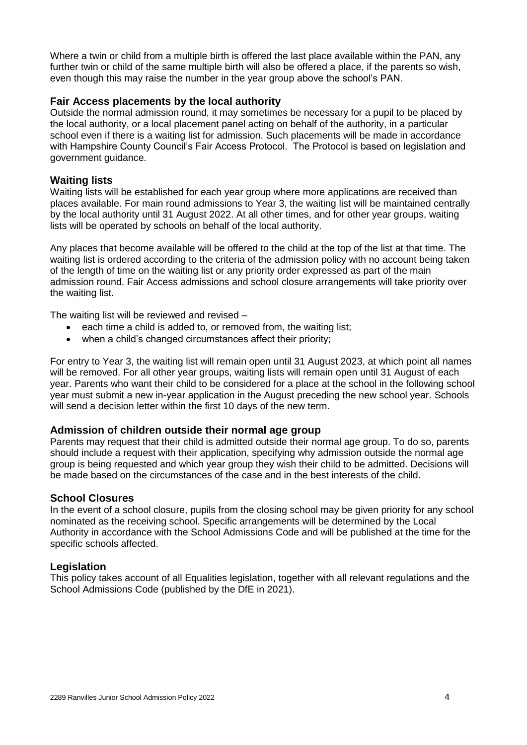Where a twin or child from a multiple birth is offered the last place available within the PAN, any further twin or child of the same multiple birth will also be offered a place, if the parents so wish, even though this may raise the number in the year group above the school's PAN.

### Fair Access placements by the local authority

Outside the normal admission round, it may sometimes be necessary for a pupil to be placed by the local authority, or a local placement panel acting on behalf of the authority, in a particular school even if there is a waiting list for admission. Such placements will be made in accordance with Hampshire County Council's Fair Access Protocol. The Protocol is based on legislation and government guidance.

### Waiting lists

Waiting lists will be established for each year group where more applications are received than places available. For main round admissions to Year 3, the waiting list will be maintained centrally by the local authority until 31 August 2022. At all other times, and for other year groups, waiting lists will be operated by schools on behalf of the local authority.

Any places that become available will be offered to the child at the top of the list at that time. The waiting list is ordered according to the criteria of the admission policy with no account being taken of the length of time on the waiting list or any priority order expressed as part of the main admission round. Fair Access admissions and school closure arrangements will take priority over the waiting list.

The waiting list will be reviewed and revised –

- each time a child is added to, or removed from, the waiting list;
- when a child's changed circumstances affect their priority;

For entry to Year 3, the waiting list will remain open until 31 August 2023, at which point all names will be removed. For all other year groups, waiting lists will remain open until 31 August of each year. Parents who want their child to be considered for a place at the school in the following school year must submit a new in-year application in the August preceding the new school year. Schools will send a decision letter within the first 10 days of the new term.

### Admission of children outside their normal age group

Parents may request that their child is admitted outside their normal age group. To do so, parents should include a request with their application, specifying why admission outside the normal age group is being requested and which year group they wish their child to be admitted. Decisions will be made based on the circumstances of the case and in the best interests of the child.

### School Closures

In the event of a school closure, pupils from the closing school may be given priority for any school nominated as the receiving school. Specific arrangements will be determined by the Local Authority in accordance with the School Admissions Code and will be published at the time for the specific schools affected.

### Legislation

This policy takes account of all Equalities legislation, together with all relevant regulations and the School Admissions Code (published by the DfE in 2021).